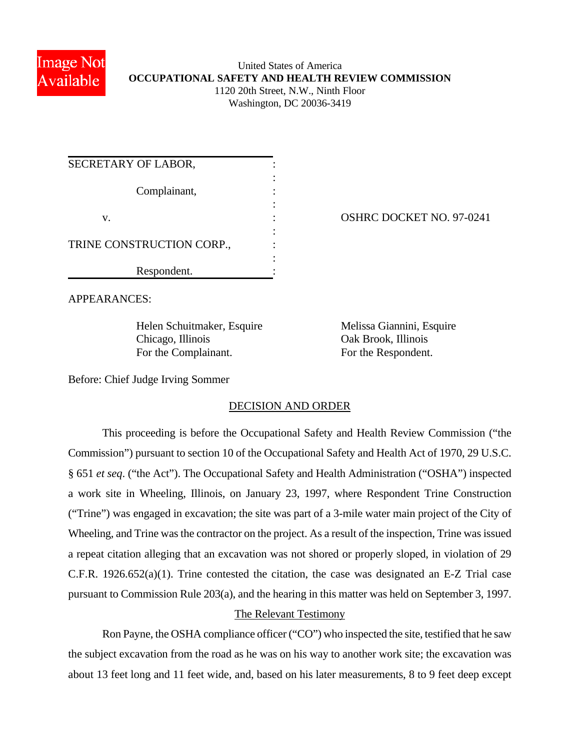United States of America
**OCCUPATIONAL SAFETY AND HEALTH REVIEW COMMISSION**
1120 20th Street, N.W., Ninth Floor
Washington, DC 20036-3419

| | |
|---|---|
| SECRETARY OF LABOR,<br><br>Complainant,<br><br>v.<br><br>TRINE CONSTRUCTION CORP.,<br><br>Respondent. | OSHRC DOCKET NO. 97-0241 |

APPEARANCES:

Helen Schuitmaker, Esquire
Chicago, Illinois
For the Complainant.

Melissa Giannini, Esquire
Oak Brook, Illinois
For the Respondent.

Before: Chief Judge Irving Sommer

## DECISION AND ORDER

This proceeding is before the Occupational Safety and Health Review Commission ("the Commission") pursuant to section 10 of the Occupational Safety and Health Act of 1970, 29 U.S.C. § 651 *et seq*. ("the Act"). The Occupational Safety and Health Administration ("OSHA") inspected a work site in Wheeling, Illinois, on January 23, 1997, where Respondent Trine Construction ("Trine") was engaged in excavation; the site was part of a 3-mile water main project of the City of Wheeling, and Trine was the contractor on the project. As a result of the inspection, Trine was issued a repeat citation alleging that an excavation was not shored or properly sloped, in violation of 29 C.F.R. 1926.652(a)(1). Trine contested the citation, the case was designated an E-Z Trial case pursuant to Commission Rule 203(a), and the hearing in this matter was held on September 3, 1997.

### The Relevant Testimony

Ron Payne, the OSHA compliance officer ("CO") who inspected the site, testified that he saw the subject excavation from the road as he was on his way to another work site; the excavation was about 13 feet long and 11 feet wide, and, based on his later measurements, 8 to 9 feet deep except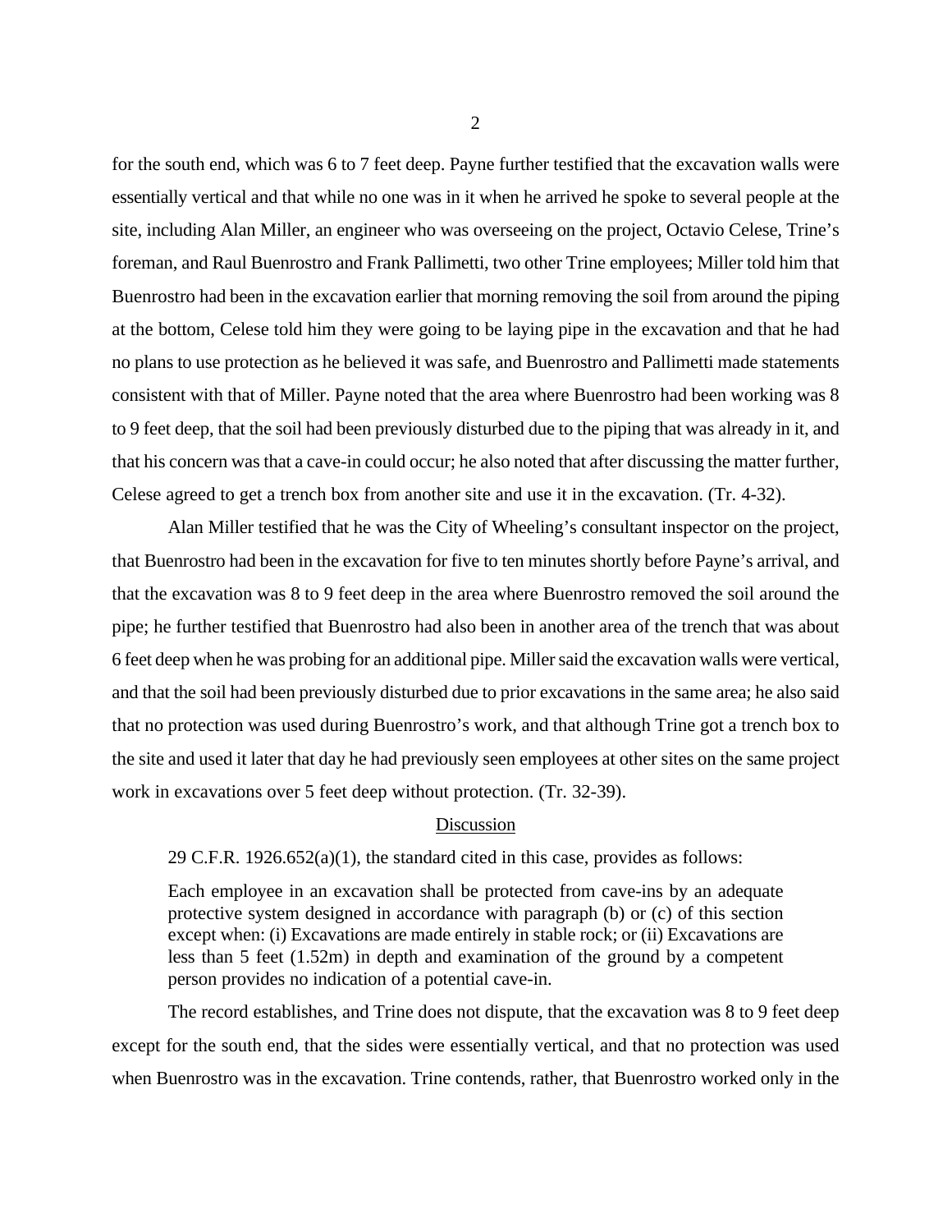for the south end, which was 6 to 7 feet deep. Payne further testified that the excavation walls were essentially vertical and that while no one was in it when he arrived he spoke to several people at the site, including Alan Miller, an engineer who was overseeing on the project, Octavio Celese, Trine's foreman, and Raul Buenrostro and Frank Pallimetti, two other Trine employees; Miller told him that Buenrostro had been in the excavation earlier that morning removing the soil from around the piping at the bottom, Celese told him they were going to be laying pipe in the excavation and that he had no plans to use protection as he believed it was safe, and Buenrostro and Pallimetti made statements consistent with that of Miller. Payne noted that the area where Buenrostro had been working was 8 to 9 feet deep, that the soil had been previously disturbed due to the piping that was already in it, and that his concern was that a cave-in could occur; he also noted that after discussing the matter further, Celese agreed to get a trench box from another site and use it in the excavation. (Tr. 4-32).

Alan Miller testified that he was the City of Wheeling's consultant inspector on the project, that Buenrostro had been in the excavation for five to ten minutes shortly before Payne's arrival, and that the excavation was 8 to 9 feet deep in the area where Buenrostro removed the soil around the pipe; he further testified that Buenrostro had also been in another area of the trench that was about 6 feet deep when he was probing for an additional pipe. Miller said the excavation walls were vertical, and that the soil had been previously disturbed due to prior excavations in the same area; he also said that no protection was used during Buenrostro's work, and that although Trine got a trench box to the site and used it later that day he had previously seen employees at other sites on the same project work in excavations over 5 feet deep without protection. (Tr. 32-39).

## Discussion

29 C.F.R. 1926.652(a)(1), the standard cited in this case, provides as follows:

> Each employee in an excavation shall be protected from cave-ins by an adequate protective system designed in accordance with paragraph (b) or (c) of this section except when: (i) Excavations are made entirely in stable rock; or (ii) Excavations are less than 5 feet (1.52m) in depth and examination of the ground by a competent person provides no indication of a potential cave-in.

The record establishes, and Trine does not dispute, that the excavation was 8 to 9 feet deep except for the south end, that the sides were essentially vertical, and that no protection was used when Buenrostro was in the excavation. Trine contends, rather, that Buenrostro worked only in the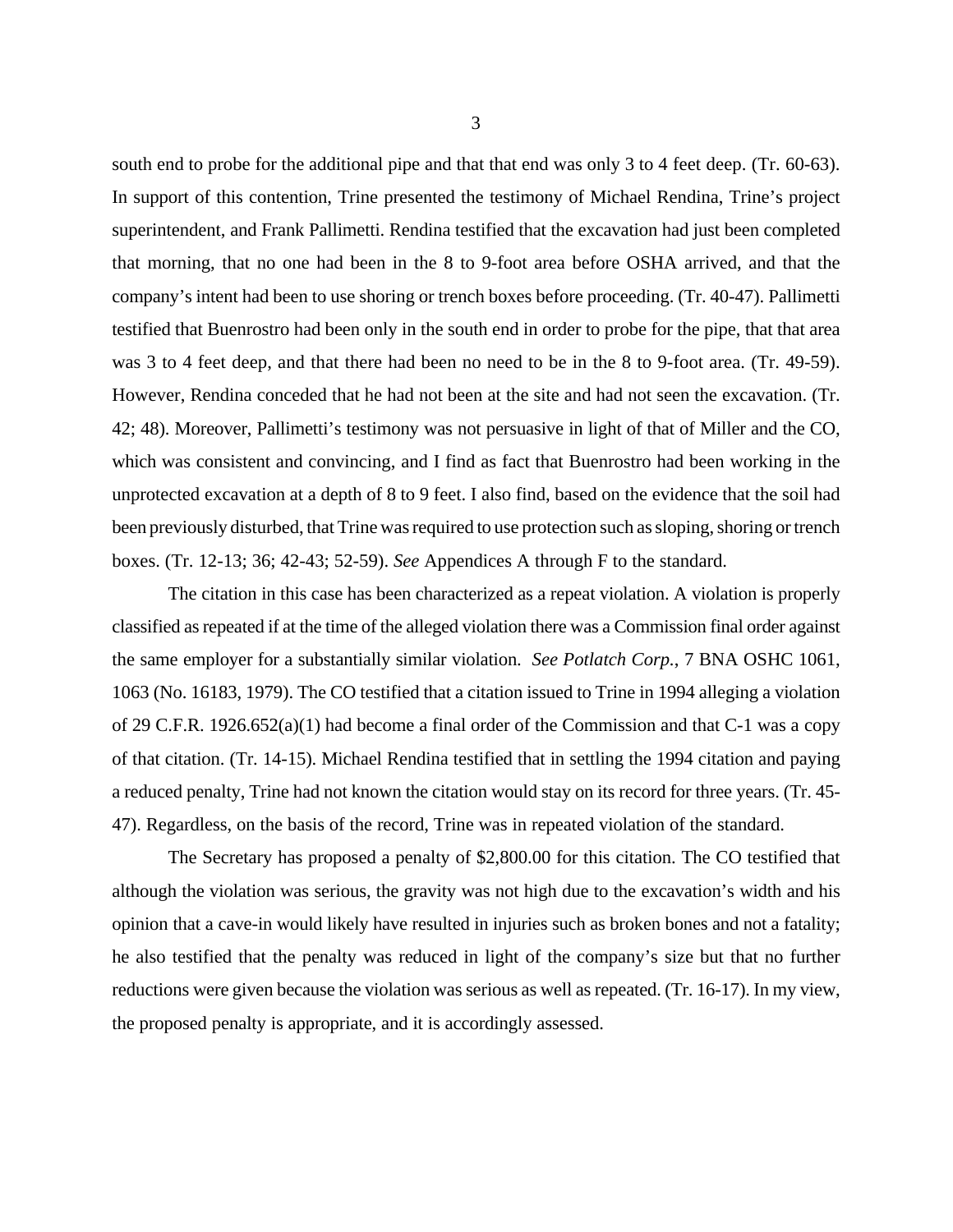south end to probe for the additional pipe and that that end was only 3 to 4 feet deep. (Tr. 60-63). In support of this contention, Trine presented the testimony of Michael Rendina, Trine's project superintendent, and Frank Pallimetti. Rendina testified that the excavation had just been completed that morning, that no one had been in the 8 to 9-foot area before OSHA arrived, and that the company's intent had been to use shoring or trench boxes before proceeding. (Tr. 40-47). Pallimetti testified that Buenrostro had been only in the south end in order to probe for the pipe, that that area was 3 to 4 feet deep, and that there had been no need to be in the 8 to 9-foot area. (Tr. 49-59). However, Rendina conceded that he had not been at the site and had not seen the excavation. (Tr. 42; 48). Moreover, Pallimetti's testimony was not persuasive in light of that of Miller and the CO, which was consistent and convincing, and I find as fact that Buenrostro had been working in the unprotected excavation at a depth of 8 to 9 feet. I also find, based on the evidence that the soil had been previously disturbed, that Trine was required to use protection such as sloping, shoring or trench boxes. (Tr. 12-13; 36; 42-43; 52-59). *See* Appendices A through F to the standard.

The citation in this case has been characterized as a repeat violation. A violation is properly classified as repeated if at the time of the alleged violation there was a Commission final order against the same employer for a substantially similar violation. *See Potlatch Corp.*, 7 BNA OSHC 1061, 1063 (No. 16183, 1979). The CO testified that a citation issued to Trine in 1994 alleging a violation of 29 C.F.R. 1926.652(a)(1) had become a final order of the Commission and that C-1 was a copy of that citation. (Tr. 14-15). Michael Rendina testified that in settling the 1994 citation and paying a reduced penalty, Trine had not known the citation would stay on its record for three years. (Tr. 45-47). Regardless, on the basis of the record, Trine was in repeated violation of the standard.

The Secretary has proposed a penalty of $2,800.00 for this citation. The CO testified that although the violation was serious, the gravity was not high due to the excavation's width and his opinion that a cave-in would likely have resulted in injuries such as broken bones and not a fatality; he also testified that the penalty was reduced in light of the company's size but that no further reductions were given because the violation was serious as well as repeated. (Tr. 16-17). In my view, the proposed penalty is appropriate, and it is accordingly assessed.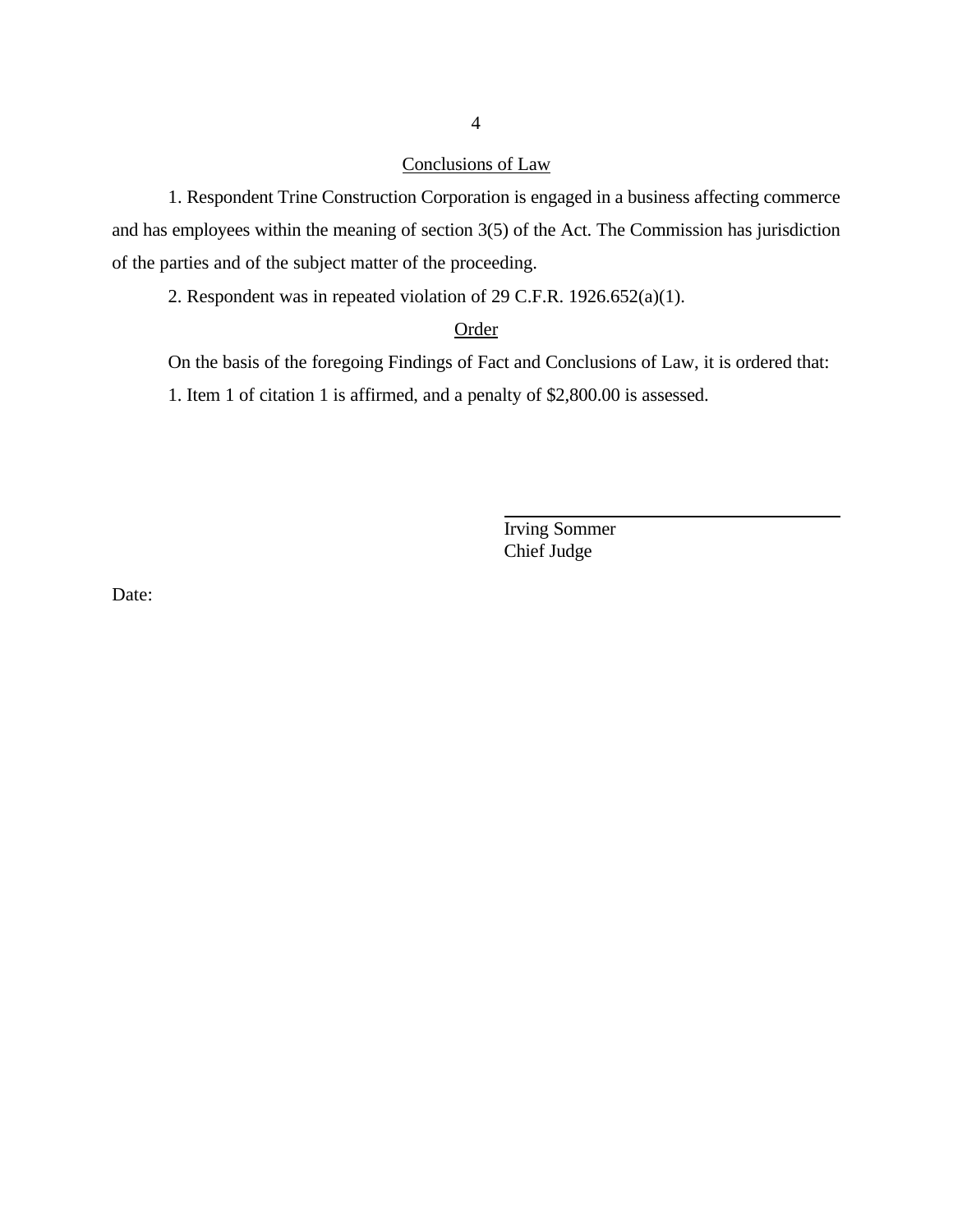## Conclusions of Law

1. Respondent Trine Construction Corporation is engaged in a business affecting commerce and has employees within the meaning of section 3(5) of the Act. The Commission has jurisdiction of the parties and of the subject matter of the proceeding.

2. Respondent was in repeated violation of 29 C.F.R. 1926.652(a)(1).

## Order

On the basis of the foregoing Findings of Fact and Conclusions of Law, it is ordered that:

1. Item 1 of citation 1 is affirmed, and a penalty of $2,800.00 is assessed.

Irving Sommer
Chief Judge

Date: